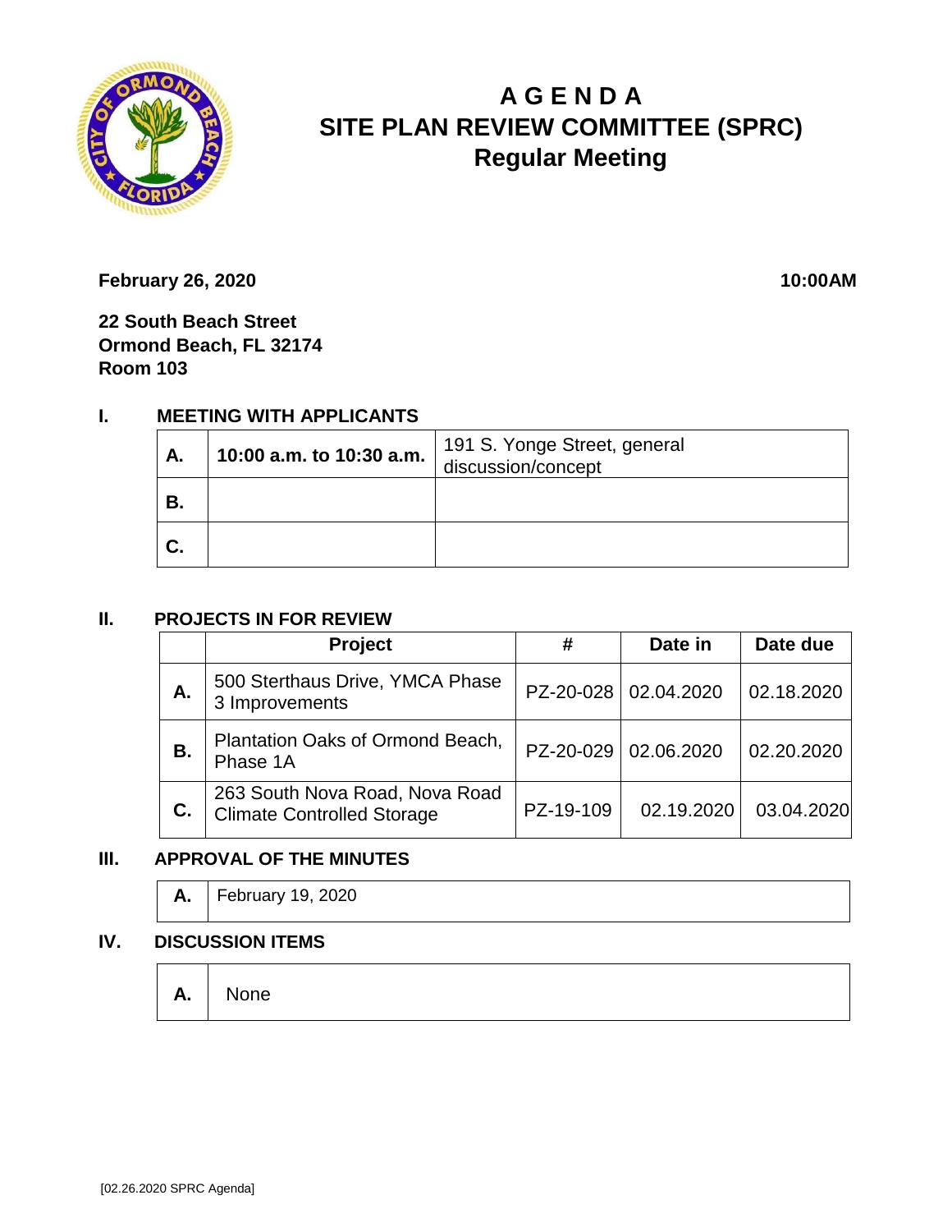# AGENDA
# SITE PLAN REVIEW COMMITTEE (SPRC)
## Regular Meeting

**February 26, 2020** **10:00AM**

**22 South Beach Street**
**Ormond Beach, FL 32174**
**Room 103**

## I. MEETING WITH APPLICANTS

| | | |
|---|---|---|
| **A.** | **10:00 a.m. to 10:30 a.m.** | 191 S. Yonge Street, general discussion/concept |
| **B.** | | |
| **C.** | | |

## II. PROJECTS IN FOR REVIEW

| | Project | # | Date in | Date due |
|---|---|---|---|---|
| **A.** | 500 Sterthaus Drive, YMCA Phase 3 Improvements | PZ-20-028 | 02.04.2020 | 02.18.2020 |
| **B.** | Plantation Oaks of Ormond Beach, Phase 1A | PZ-20-029 | 02.06.2020 | 02.20.2020 |
| **C.** | 263 South Nova Road, Nova Road Climate Controlled Storage | PZ-19-109 | 02.19.2020 | 03.04.2020 |

## III. APPROVAL OF THE MINUTES

| | |
|---|---|
| **A.** | February 19, 2020 |

## IV. DISCUSSION ITEMS

| | |
|---|---|
| **A.** | None |

[02.26.2020 SPRC Agenda]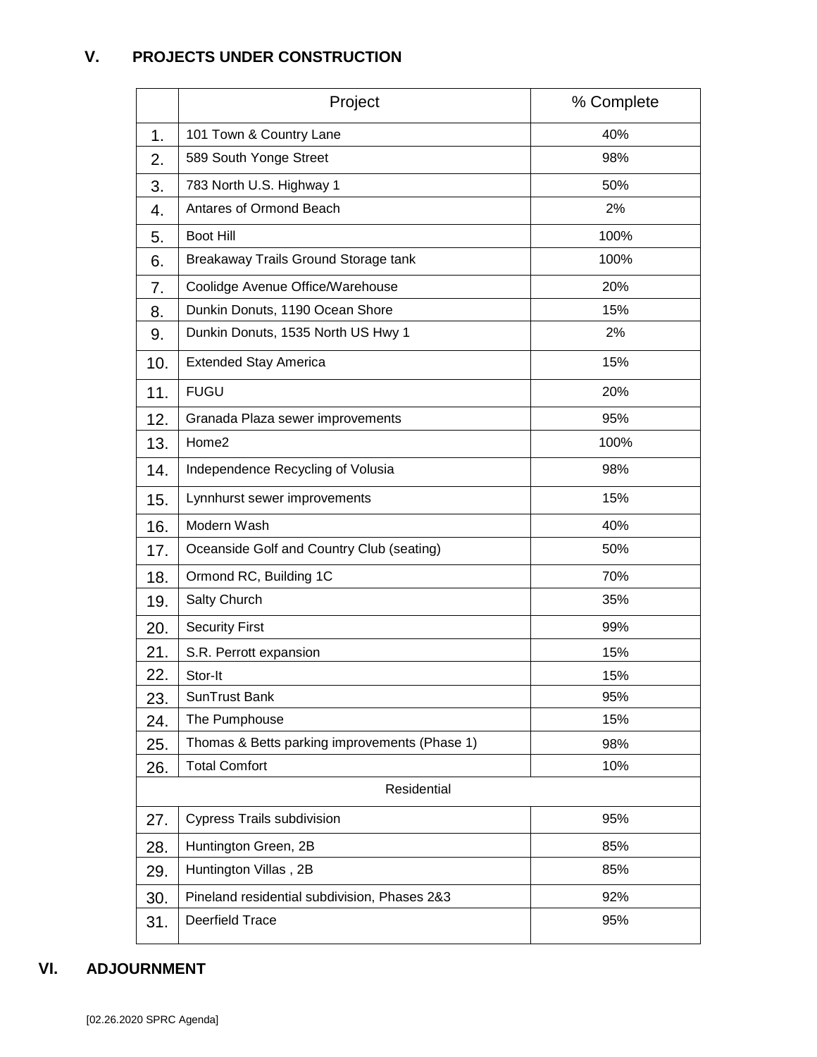## V. PROJECTS UNDER CONSTRUCTION

| | Project | % Complete |
|---|---|---|
| 1. | 101 Town & Country Lane | 40% |
| 2. | 589 South Yonge Street | 98% |
| 3. | 783 North U.S. Highway 1 | 50% |
| 4. | Antares of Ormond Beach | 2% |
| 5. | Boot Hill | 100% |
| 6. | Breakaway Trails Ground Storage tank | 100% |
| 7. | Coolidge Avenue Office/Warehouse | 20% |
| 8. | Dunkin Donuts, 1190 Ocean Shore | 15% |
| 9. | Dunkin Donuts, 1535 North US Hwy 1 | 2% |
| 10. | Extended Stay America | 15% |
| 11. | FUGU | 20% |
| 12. | Granada Plaza sewer improvements | 95% |
| 13. | Home2 | 100% |
| 14. | Independence Recycling of Volusia | 98% |
| 15. | Lynnhurst sewer improvements | 15% |
| 16. | Modern Wash | 40% |
| 17. | Oceanside Golf and Country Club (seating) | 50% |
| 18. | Ormond RC, Building 1C | 70% |
| 19. | Salty Church | 35% |
| 20. | Security First | 99% |
| 21. | S.R. Perrott expansion | 15% |
| 22. | Stor-It | 15% |
| 23. | SunTrust Bank | 95% |
| 24. | The Pumphouse | 15% |
| 25. | Thomas & Betts parking improvements (Phase 1) | 98% |
| 26. | Total Comfort | 10% |
| | Residential | |
| 27. | Cypress Trails subdivision | 95% |
| 28. | Huntington Green, 2B | 85% |
| 29. | Huntington Villas , 2B | 85% |
| 30. | Pineland residential subdivision, Phases 2&3 | 92% |
| 31. | Deerfield Trace | 95% |

## VI. ADJOURNMENT

[02.26.2020 SPRC Agenda]